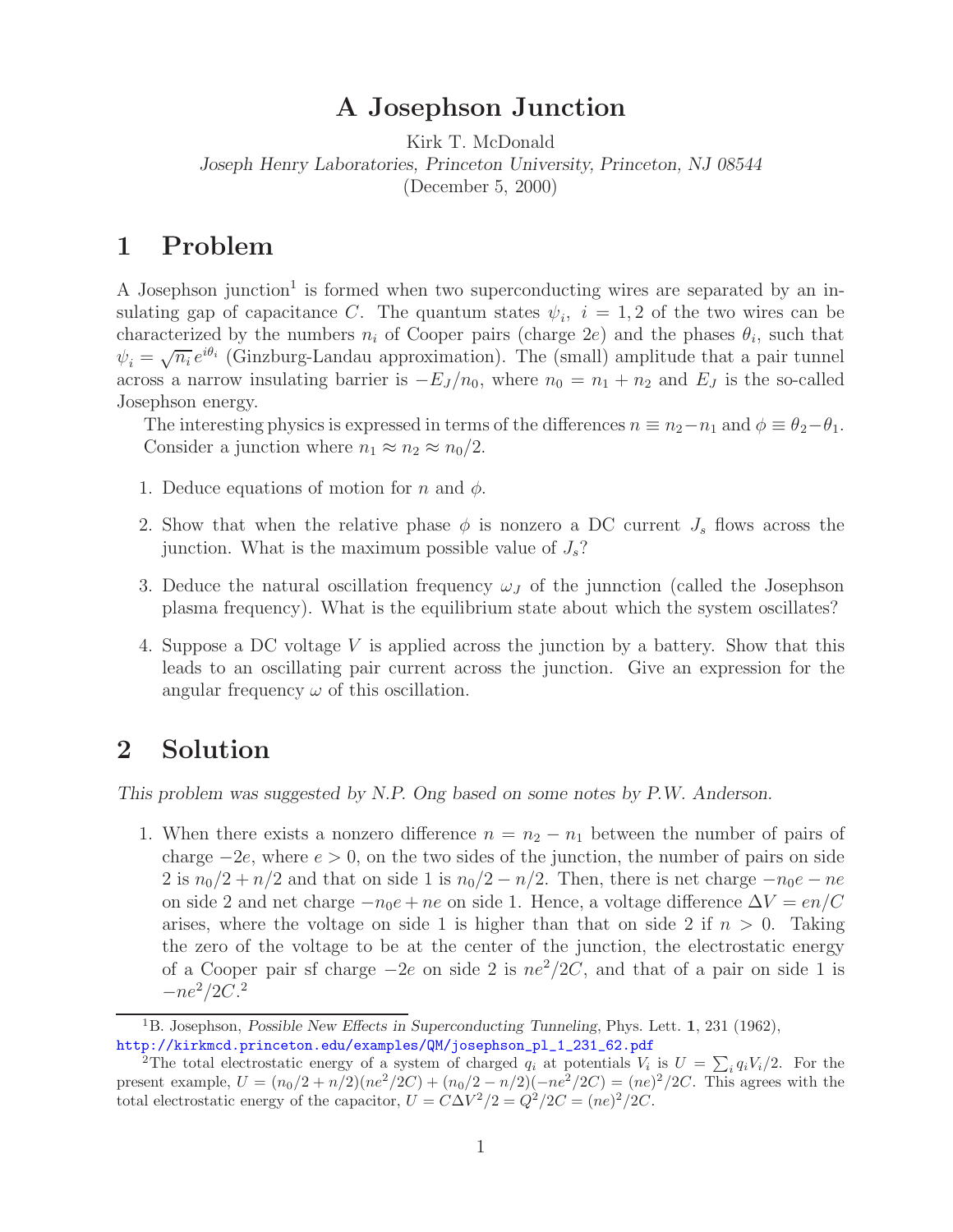# A Josephson Junction

Kirk T. McDonald
*Joseph Henry Laboratories, Princeton University, Princeton, NJ 08544*
(December 5, 2000)

## 1 Problem

A Josephson junction[1] is formed when two superconducting wires are separated by an insulating gap of capacitance $C$. The quantum states $\psi_i$, $i = 1, 2$ of the two wires can be characterized by the numbers $n_i$ of Cooper pairs (charge $2e$) and the phases $\theta_i$, such that $\psi_i = \sqrt{n_i}\, e^{i\theta_i}$ (Ginzburg-Landau approximation). The (small) amplitude that a pair tunnel across a narrow insulating barrier is $-E_J/n_0$, where $n_0 = n_1 + n_2$ and $E_J$ is the so-called Josephson energy.

The interesting physics is expressed in terms of the differences $n \equiv n_2 - n_1$ and $\phi \equiv \theta_2 - \theta_1$. Consider a junction where $n_1 \approx n_2 \approx n_0/2$.

1. Deduce equations of motion for $n$ and $\phi$.
2. Show that when the relative phase $\phi$ is nonzero a DC current $J_s$ flows across the junction. What is the maximum possible value of $J_s$?
3. Deduce the natural oscillation frequency $\omega_J$ of the junnction (called the Josephson plasma frequency). What is the equilibrium state about which the system oscillates?
4. Suppose a DC voltage $V$ is applied across the junction by a battery. Show that this leads to an oscillating pair current across the junction. Give an expression for the angular frequency $\omega$ of this oscillation.

## 2 Solution

*This problem was suggested by N.P. Ong based on some notes by P.W. Anderson.*

1. When there exists a nonzero difference $n = n_2 - n_1$ between the number of pairs of charge $-2e$, where $e > 0$, on the two sides of the junction, the number of pairs on side 2 is $n_0/2 + n/2$ and that on side 1 is $n_0/2 - n/2$. Then, there is net charge $-n_0e - ne$ on side 2 and net charge $-n_0e + ne$ on side 1. Hence, a voltage difference $\Delta V = en/C$ arises, where the voltage on side 1 is higher than that on side 2 if $n > 0$. Taking the zero of the voltage to be at the center of the junction, the electrostatic energy of a Cooper pair sf charge $-2e$ on side 2 is $ne^2/2C$, and that of a pair on side 1 is $-ne^2/2C$.[2]

---

[1] B. Josephson, *Possible New Effects in Superconducting Tunneling*, Phys. Lett. **1**, 231 (1962), http://kirkmcd.princeton.edu/examples/QM/josephson_pl_1_231_62.pdf

[2] The total electrostatic energy of a system of charged $q_i$ at potentials $V_i$ is $U = \sum_i q_i V_i/2$. For the present example, $U = (n_0/2 + n/2)(ne^2/2C) + (n_0/2 - n/2)(-ne^2/2C) = (ne)^2/2C$. This agrees with the total electrostatic energy of the capacitor, $U = C\Delta V^2/2 = Q^2/2C = (ne)^2/2C$.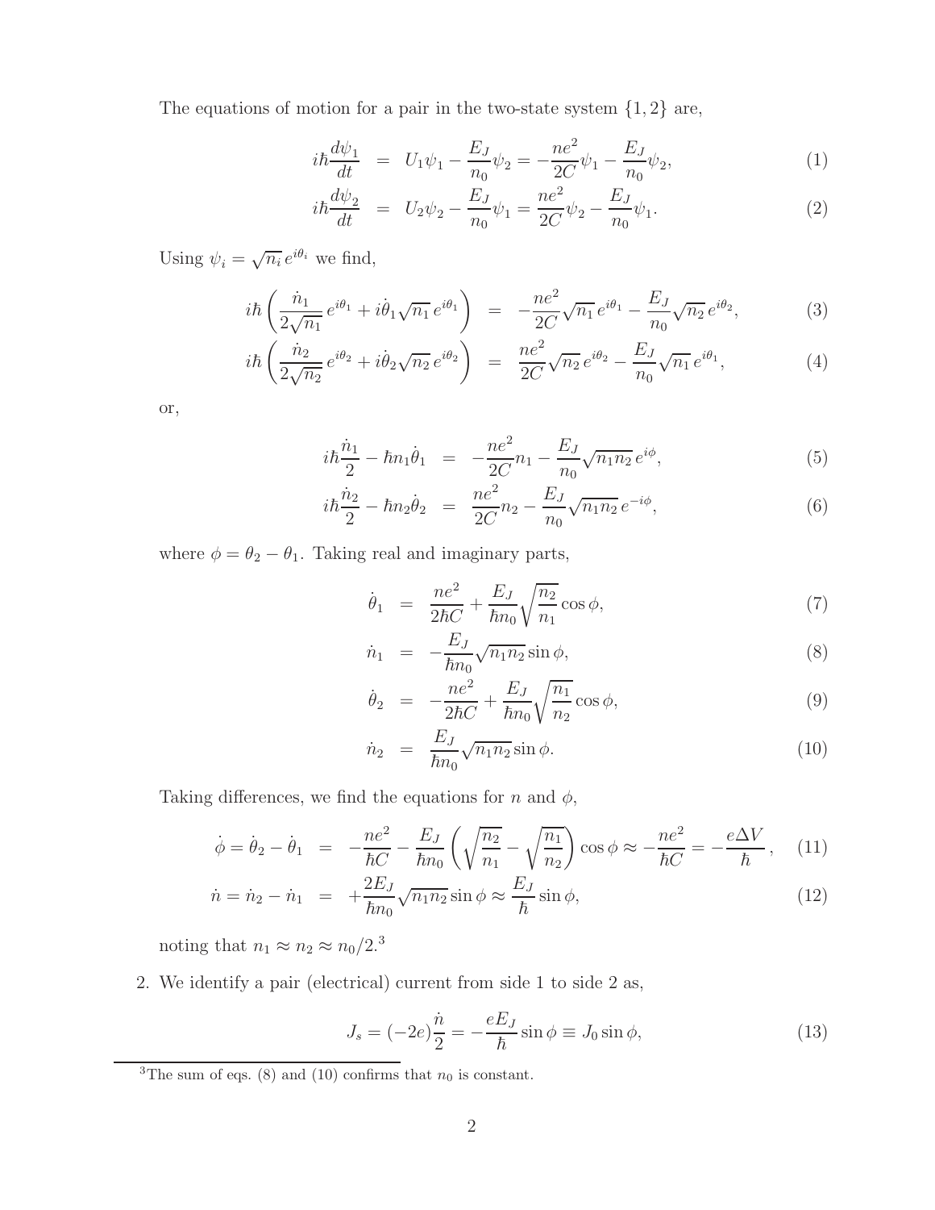The equations of motion for a pair in the two-state system $\{1, 2\}$ are,

$$i\hbar \frac{d\psi_1}{dt} = U_1 \psi_1 - \frac{E_J}{n_0}\psi_2 = -\frac{ne^2}{2C}\psi_1 - \frac{E_J}{n_0}\psi_2, \tag{1}$$

$$i\hbar \frac{d\psi_2}{dt} = U_2 \psi_2 - \frac{E_J}{n_0}\psi_1 = \frac{ne^2}{2C}\psi_2 - \frac{E_J}{n_0}\psi_1. \tag{2}$$

Using $\psi_i = \sqrt{n_i}\, e^{i\theta_i}$ we find,

$$i\hbar \left( \frac{\dot{n}_1}{2\sqrt{n_1}}\, e^{i\theta_1} + i\dot{\theta}_1 \sqrt{n_1}\, e^{i\theta_1} \right) = -\frac{ne^2}{2C}\sqrt{n_1}\, e^{i\theta_1} - \frac{E_J}{n_0}\sqrt{n_2}\, e^{i\theta_2}, \tag{3}$$

$$i\hbar \left( \frac{\dot{n}_2}{2\sqrt{n_2}}\, e^{i\theta_2} + i\dot{\theta}_2 \sqrt{n_2}\, e^{i\theta_2} \right) = \frac{ne^2}{2C}\sqrt{n_2}\, e^{i\theta_2} - \frac{E_J}{n_0}\sqrt{n_1}\, e^{i\theta_1}, \tag{4}$$

or,

$$i\hbar \frac{\dot{n}_1}{2} - \hbar n_1 \dot{\theta}_1 = -\frac{ne^2}{2C} n_1 - \frac{E_J}{n_0}\sqrt{n_1 n_2}\, e^{i\phi}, \tag{5}$$

$$i\hbar \frac{\dot{n}_2}{2} - \hbar n_2 \dot{\theta}_2 = \frac{ne^2}{2C} n_2 - \frac{E_J}{n_0}\sqrt{n_1 n_2}\, e^{-i\phi}, \tag{6}$$

where $\phi = \theta_2 - \theta_1$. Taking real and imaginary parts,

$$\dot{\theta}_1 = \frac{ne^2}{2\hbar C} + \frac{E_J}{\hbar n_0}\sqrt{\frac{n_2}{n_1}} \cos\phi, \tag{7}$$

$$\dot{n}_1 = -\frac{E_J}{\hbar n_0}\sqrt{n_1 n_2} \sin\phi, \tag{8}$$

$$\dot{\theta}_2 = -\frac{ne^2}{2\hbar C} + \frac{E_J}{\hbar n_0}\sqrt{\frac{n_1}{n_2}} \cos\phi, \tag{9}$$

$$\dot{n}_2 = \frac{E_J}{\hbar n_0}\sqrt{n_1 n_2} \sin\phi. \tag{10}$$

Taking differences, we find the equations for $n$ and $\phi$,

$$\dot{\phi} = \dot{\theta}_2 - \dot{\theta}_1 = -\frac{ne^2}{\hbar C} - \frac{E_J}{\hbar n_0}\left(\sqrt{\frac{n_2}{n_1}} - \sqrt{\frac{n_1}{n_2}}\right)\cos\phi \approx -\frac{ne^2}{\hbar C} = -\frac{e\Delta V}{\hbar}, \tag{11}$$

$$\dot{n} = \dot{n}_2 - \dot{n}_1 = +\frac{2E_J}{\hbar n_0}\sqrt{n_1 n_2} \sin\phi \approx \frac{E_J}{\hbar}\sin\phi, \tag{12}$$

noting that $n_1 \approx n_2 \approx n_0/2$.[3]

2. We identify a pair (electrical) current from side 1 to side 2 as,

$$J_s = (-2e)\frac{\dot{n}}{2} = -\frac{eE_J}{\hbar}\sin\phi \equiv J_0 \sin\phi, \tag{13}$$

[3]The sum of eqs. (8) and (10) confirms that $n_0$ is constant.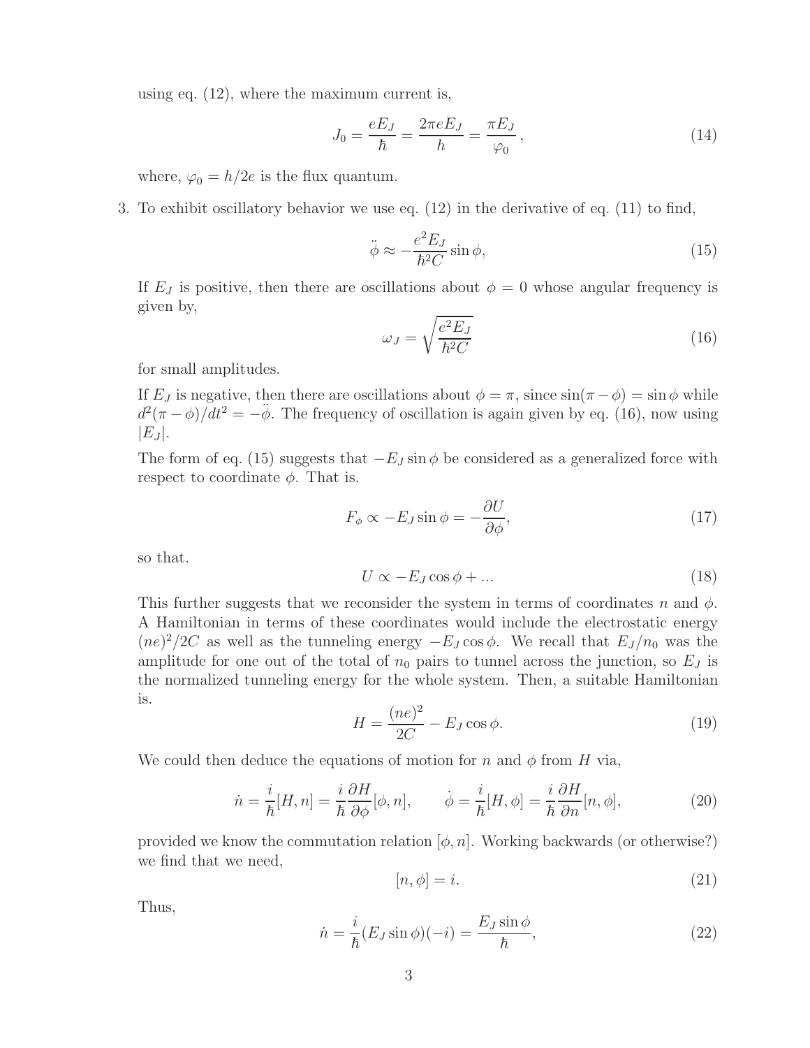using eq. (12), where the maximum current is,

$$J_0 = \frac{eE_J}{\hbar} = \frac{2\pi e E_J}{h} = \frac{\pi E_J}{\varphi_0}, \tag{14}$$

where, $\varphi_0 = h/2e$ is the flux quantum.

3. To exhibit oscillatory behavior we use eq. (12) in the derivative of eq. (11) to find,

$$\ddot{\phi} \approx -\frac{e^2 E_J}{\hbar^2 C} \sin\phi, \tag{15}$$

If $E_J$ is positive, then there are oscillations about $\phi = 0$ whose angular frequency is given by,

$$\omega_J = \sqrt{\frac{e^2 E_J}{\hbar^2 C}} \tag{16}$$

for small amplitudes.

If $E_J$ is negative, then there are oscillations about $\phi = \pi$, since $\sin(\pi - \phi) = \sin\phi$ while $d^2(\pi - \phi)/dt^2 = -\ddot{\phi}$. The frequency of oscillation is again given by eq. (16), now using $|E_J|$.

The form of eq. (15) suggests that $-E_J \sin\phi$ be considered as a generalized force with respect to coordinate $\phi$. That is.

$$F_\phi \propto -E_J \sin\phi = -\frac{\partial U}{\partial \phi}, \tag{17}$$

so that.

$$U \propto -E_J \cos\phi + ... \tag{18}$$

This further suggests that we reconsider the system in terms of coordinates $n$ and $\phi$. A Hamiltonian in terms of these coordinates would include the electrostatic energy $(ne)^2/2C$ as well as the tunneling energy $-E_J \cos\phi$. We recall that $E_J/n_0$ was the amplitude for one out of the total of $n_0$ pairs to tunnel across the junction, so $E_J$ is the normalized tunneling energy for the whole system. Then, a suitable Hamiltonian is.

$$H = \frac{(ne)^2}{2C} - E_J \cos\phi. \tag{19}$$

We could then deduce the equations of motion for $n$ and $\phi$ from $H$ via,

$$\dot{n} = \frac{i}{\hbar}[H, n] = \frac{i}{\hbar}\frac{\partial H}{\partial \phi}[\phi, n], \qquad \dot{\phi} = \frac{i}{\hbar}[H, \phi] = \frac{i}{\hbar}\frac{\partial H}{\partial n}[n, \phi], \tag{20}$$

provided we know the commutation relation $[\phi, n]$. Working backwards (or otherwise?) we find that we need,

$$[n, \phi] = i. \tag{21}$$

Thus,

$$\dot{n} = \frac{i}{\hbar}(E_J \sin\phi)(-i) = \frac{E_J \sin\phi}{\hbar}, \tag{22}$$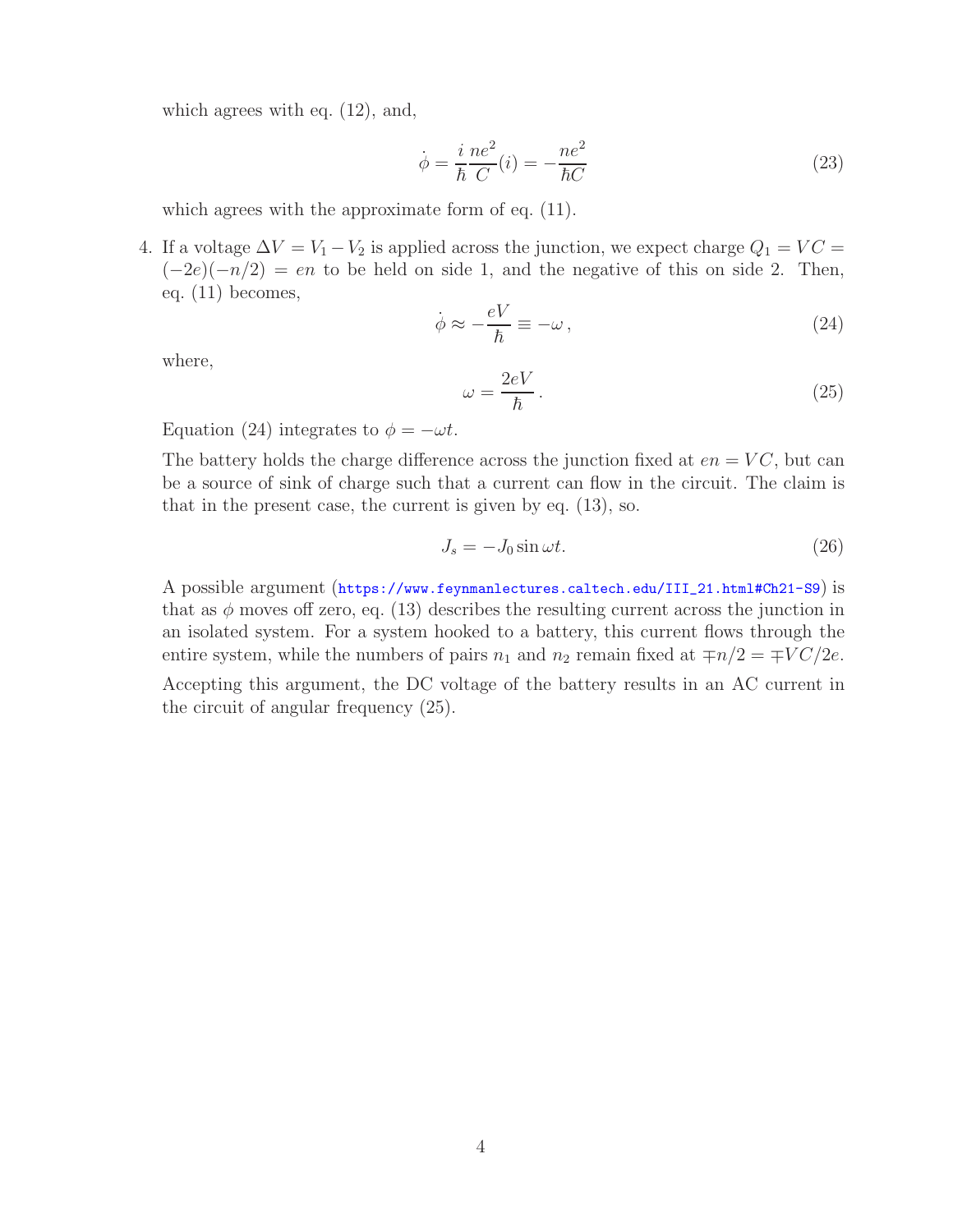which agrees with eq. (12), and,

$$\dot{\phi} = \frac{i}{\hbar}\frac{ne^2}{C}(i) = -\frac{ne^2}{\hbar C} \tag{23}$$

which agrees with the approximate form of eq. (11).

4. If a voltage $\Delta V = V_1 - V_2$ is applied across the junction, we expect charge $Q_1 = VC = (-2e)(-n/2) = en$ to be held on side 1, and the negative of this on side 2. Then, eq. (11) becomes,

$$\dot{\phi} \approx -\frac{eV}{\hbar} \equiv -\omega\,, \tag{24}$$

where,

$$\omega = \frac{2eV}{\hbar}\,. \tag{25}$$

Equation (24) integrates to $\phi = -\omega t$.

The battery holds the charge difference across the junction fixed at $en = VC$, but can be a source of sink of charge such that a current can flow in the circuit. The claim is that in the present case, the current is given by eq. (13), so.

$$J_s = -J_0 \sin \omega t. \tag{26}$$

A possible argument (https://www.feynmanlectures.caltech.edu/III_21.html#Ch21-S9) is that as $\phi$ moves off zero, eq. (13) describes the resulting current across the junction in an isolated system. For a system hooked to a battery, this current flows through the entire system, while the numbers of pairs $n_1$ and $n_2$ remain fixed at $\mp n/2 = \mp VC/2e$.

Accepting this argument, the DC voltage of the battery results in an AC current in the circuit of angular frequency (25).